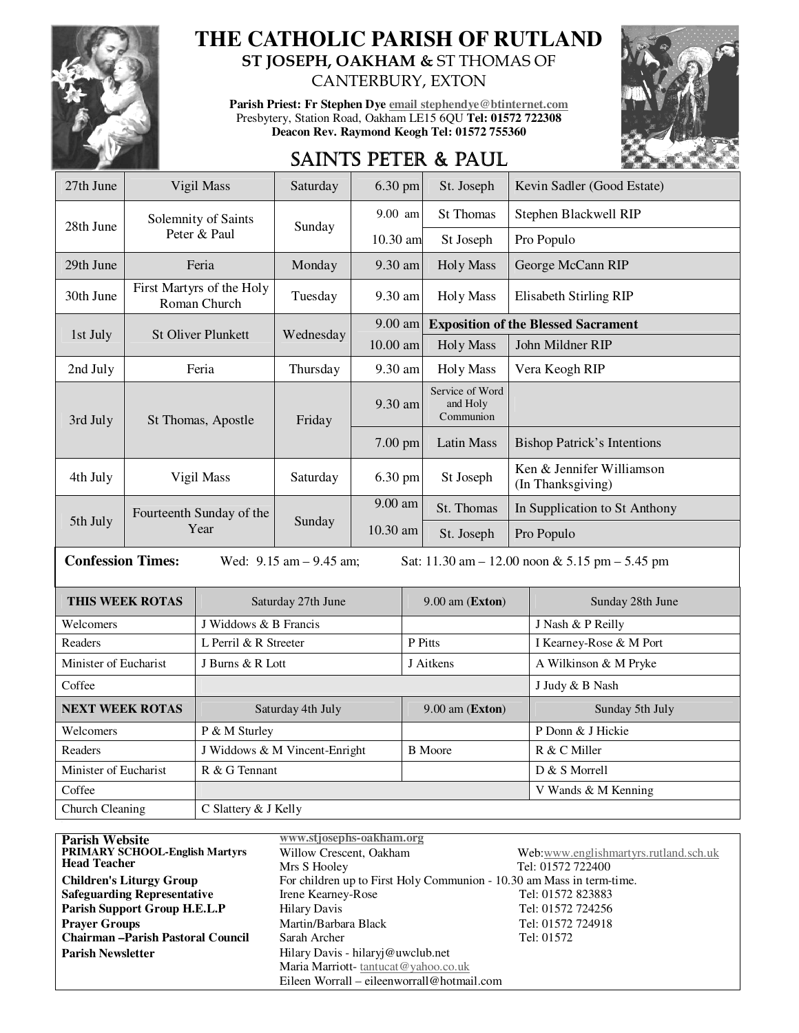# THE CATHOLIC PARISH OF RUTLAND

**ST JOSEPH, OAKHAM &** ST THOMAS OF CANTERBURY, EXTON

**Parish Priest: Fr Stephen Dye** email stephendye@btinternet.com
Presbytery, Station Road, Oakham LE15 6QU **Tel: 01572 722308**
**Deacon Rev. Raymond Keogh Tel: 01572 755360**

## SAINTS PETER & PAUL

| | | | | | |
|---|---|---|---|---|---|
| 27th June | Vigil Mass | Saturday | 6.30 pm | St. Joseph | Kevin Sadler (Good Estate) |
| 28th June | Solemnity of Saints Peter & Paul | Sunday | 9.00 am | St Thomas | Stephen Blackwell RIP |
| | | | 10.30 am | St Joseph | Pro Populo |
| 29th June | Feria | Monday | 9.30 am | Holy Mass | George McCann RIP |
| 30th June | First Martyrs of the Holy Roman Church | Tuesday | 9.30 am | Holy Mass | Elisabeth Stirling RIP |
| 1st July | St Oliver Plunkett | Wednesday | 9.00 am | **Exposition of the Blessed Sacrament** | |
| | | | 10.00 am | Holy Mass | John Mildner RIP |
| 2nd July | Feria | Thursday | 9.30 am | Holy Mass | Vera Keogh RIP |
| 3rd July | St Thomas, Apostle | Friday | 9.30 am | Service of Word and Holy Communion | |
| | | | 7.00 pm | Latin Mass | Bishop Patrick's Intentions |
| 4th July | Vigil Mass | Saturday | 6.30 pm | St Joseph | Ken & Jennifer Williamson (In Thanksgiving) |
| 5th July | Fourteenth Sunday of the Year | Sunday | 9.00 am | St. Thomas | In Supplication to St Anthony |
| | | | 10.30 am | St. Joseph | Pro Populo |

**Confession Times:** Wed: 9.15 am – 9.45 am; Sat: 11.30 am – 12.00 noon & 5.15 pm – 5.45 pm

| **THIS WEEK ROTAS** | Saturday 27th June | 9.00 am (**Exton**) | Sunday 28th June |
|---|---|---|---|
| Welcomers | J Widdows & B Francis | | J Nash & P Reilly |
| Readers | L Perril & R Streeter | P Pitts | I Kearney-Rose & M Port |
| Minister of Eucharist | J Burns & R Lott | J Aitkens | A Wilkinson & M Pryke |
| Coffee | | | J Judy & B Nash |
| **NEXT WEEK ROTAS** | Saturday 4th July | 9.00 am (**Exton**) | Sunday 5th July |
| Welcomers | P & M Sturley | | P Donn & J Hickie |
| Readers | J Widdows & M Vincent-Enright | B Moore | R & C Miller |
| Minister of Eucharist | R & G Tennant | | D & S Morrell |
| Coffee | | | V Wands & M Kenning |
| Church Cleaning | C Slattery & J Kelly | | |

| | | |
|---|---|---|
| **Parish Website** | www.stjosephs-oakham.org | |
| **PRIMARY SCHOOL-English Martyrs** | Willow Crescent, Oakham | Web:www.englishmartyrs.rutland.sch.uk |
| **Head Teacher** | Mrs S Hooley | Tel: 01572 722400 |
| **Children's Liturgy Group** | For children up to First Holy Communion - 10.30 am Mass in term-time. | |
| **Safeguarding Representative** | Irene Kearney-Rose | Tel: 01572 823883 |
| **Parish Support Group H.E.L.P** | Hilary Davis | Tel: 01572 724256 |
| **Prayer Groups** | Martin/Barbara Black | Tel: 01572 724918 |
| **Chairman –Parish Pastoral Council** | Sarah Archer | Tel: 01572 |
| **Parish Newsletter** | Hilary Davis - hilaryj@uwclub.net<br>Maria Marriott- tantucat@yahoo.co.uk<br>Eileen Worrall – eileenworrall@hotmail.com | |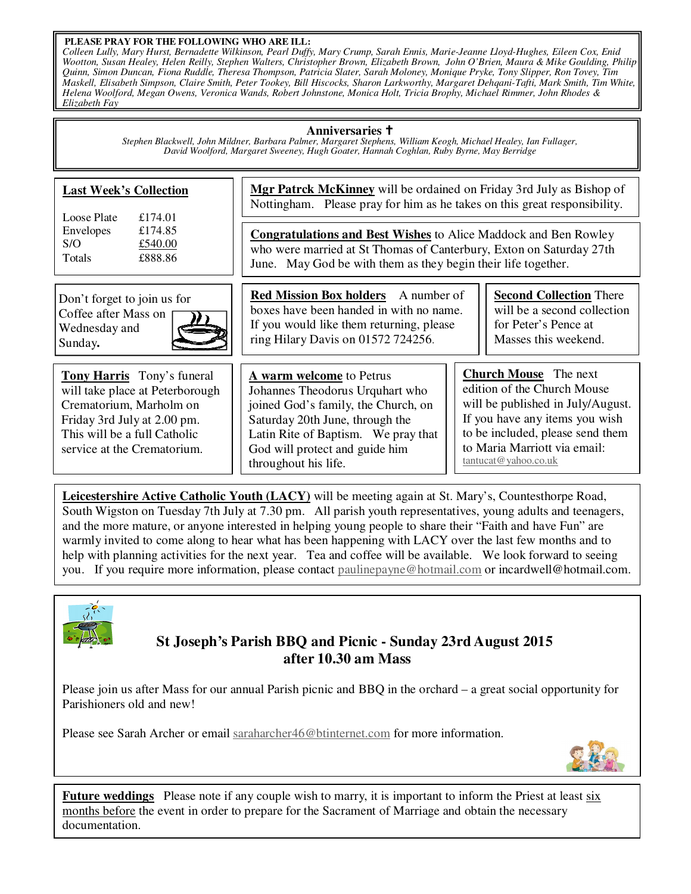**PLEASE PRAY FOR THE FOLLOWING WHO ARE ILL:**
*Colleen Lully, Mary Hurst, Bernadette Wilkinson, Pearl Duffy, Mary Crump, Sarah Ennis, Marie-Jeanne Lloyd-Hughes, Eileen Cox, Enid Wootton, Susan Healey, Helen Reilly, Stephen Walters, Christopher Brown, Elizabeth Brown, John O'Brien, Maura & Mike Goulding, Philip Quinn, Simon Duncan, Fiona Ruddle, Theresa Thompson, Patricia Slater, Sarah Moloney, Monique Pryke, Tony Slipper, Ron Tovey, Tim Maskell, Elisabeth Simpson, Claire Smith, Peter Tookey, Bill Hiscocks, Sharon Larkworthy, Margaret Dehqani-Tafti, Mark Smith, Tim White, Helena Woolford, Megan Owens, Veronica Wands, Robert Johnstone, Monica Holt, Tricia Brophy, Michael Rimmer, John Rhodes & Elizabeth Fay*

**Anniversaries ✝**
*Stephen Blackwell, John Mildner, Barbara Palmer, Margaret Stephens, William Keogh, Michael Healey, Ian Fullager, David Woolford, Margaret Sweeney, Hugh Goater, Hannah Coghlan, Ruby Byrne, May Berridge*

**Last Week's Collection**

| | |
|---|---|
| Loose Plate | £174.01 |
| Envelopes | £174.85 |
| S/O | £540.00 |
| Totals | £888.86 |

**Mgr Patrck McKinney** will be ordained on Friday 3rd July as Bishop of Nottingham. Please pray for him as he takes on this great responsibility.

**Congratulations and Best Wishes** to Alice Maddock and Ben Rowley who were married at St Thomas of Canterbury, Exton on Saturday 27th June. May God be with them as they begin their life together.

Don't forget to join us for Coffee after Mass on Wednesday and Sunday.

**Red Mission Box holders** A number of boxes have been handed in with no name. If you would like them returning, please ring Hilary Davis on 01572 724256.

**Second Collection** There will be a second collection for Peter's Pence at Masses this weekend.

**Tony Harris** Tony's funeral will take place at Peterborough Crematorium, Marholm on Friday 3rd July at 2.00 pm. This will be a full Catholic service at the Crematorium.

**A warm welcome** to Petrus Johannes Theodorus Urquhart who joined God's family, the Church, on Saturday 20th June, through the Latin Rite of Baptism. We pray that God will protect and guide him throughout his life.

**Church Mouse** The next edition of the Church Mouse will be published in July/August. If you have any items you wish to be included, please send them to Maria Marriott via email: tantucat@yahoo.co.uk

**Leicestershire Active Catholic Youth (LACY)** will be meeting again at St. Mary's, Countesthorpe Road, South Wigston on Tuesday 7th July at 7.30 pm. All parish youth representatives, young adults and teenagers, and the more mature, or anyone interested in helping young people to share their "Faith and have Fun" are warmly invited to come along to hear what has been happening with LACY over the last few months and to help with planning activities for the next year. Tea and coffee will be available. We look forward to seeing you. If you require more information, please contact paulinepayne@hotmail.com or incardwell@hotmail.com.

## St Joseph's Parish BBQ and Picnic - Sunday 23rd August 2015 after 10.30 am Mass

Please join us after Mass for our annual Parish picnic and BBQ in the orchard – a great social opportunity for Parishioners old and new!

Please see Sarah Archer or email saraharcher46@btinternet.com for more information.

**Future weddings** Please note if any couple wish to marry, it is important to inform the Priest at least six months before the event in order to prepare for the Sacrament of Marriage and obtain the necessary documentation.